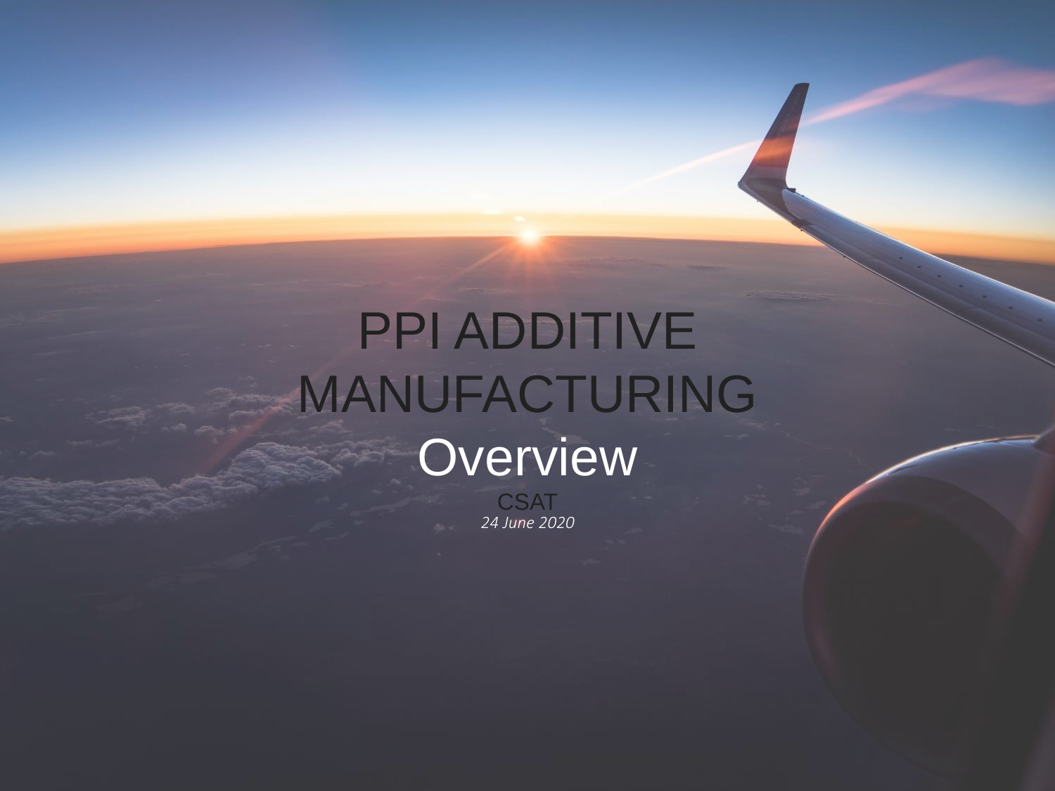# PPI ADDITIVE MANUFACTURING

## Overview

CSAT

*24 June 2020*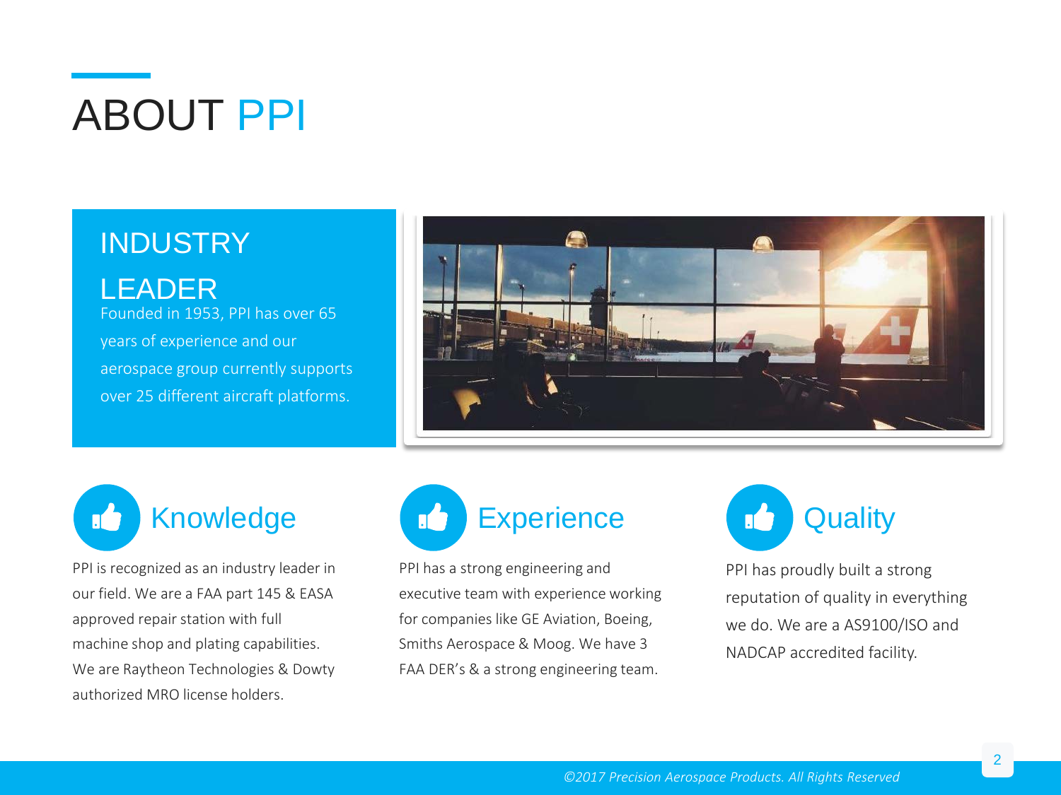# ABOUT PPI

## INDUSTRY LEADER

Founded in 1953, PPI has over 65 years of experience and our aerospace group currently supports over 25 different aircraft platforms.

## Knowledge

PPI is recognized as an industry leader in our field. We are a FAA part 145 & EASA approved repair station with full machine shop and plating capabilities. We are Raytheon Technologies & Dowty authorized MRO license holders.

## Experience

PPI has a strong engineering and executive team with experience working for companies like GE Aviation, Boeing, Smiths Aerospace & Moog. We have 3 FAA DER's & a strong engineering team.

## Quality

PPI has proudly built a strong reputation of quality in everything we do. We are a AS9100/ISO and NADCAP accredited facility.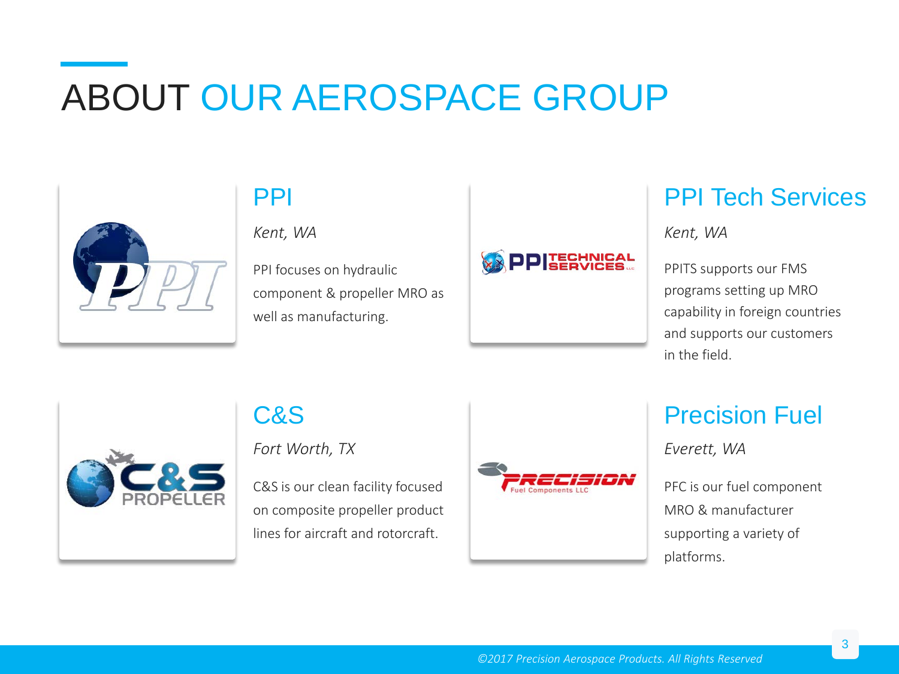# ABOUT OUR AEROSPACE GROUP

## PPI

*Kent, WA*

PPI focuses on hydraulic component & propeller MRO as well as manufacturing.

## PPI Tech Services

*Kent, WA*

PPITS supports our FMS programs setting up MRO capability in foreign countries and supports our customers in the field.

## C&S

*Fort Worth, TX*

C&S is our clean facility focused on composite propeller product lines for aircraft and rotorcraft.

## Precision Fuel

*Everett, WA*

PFC is our fuel component MRO & manufacturer supporting a variety of platforms.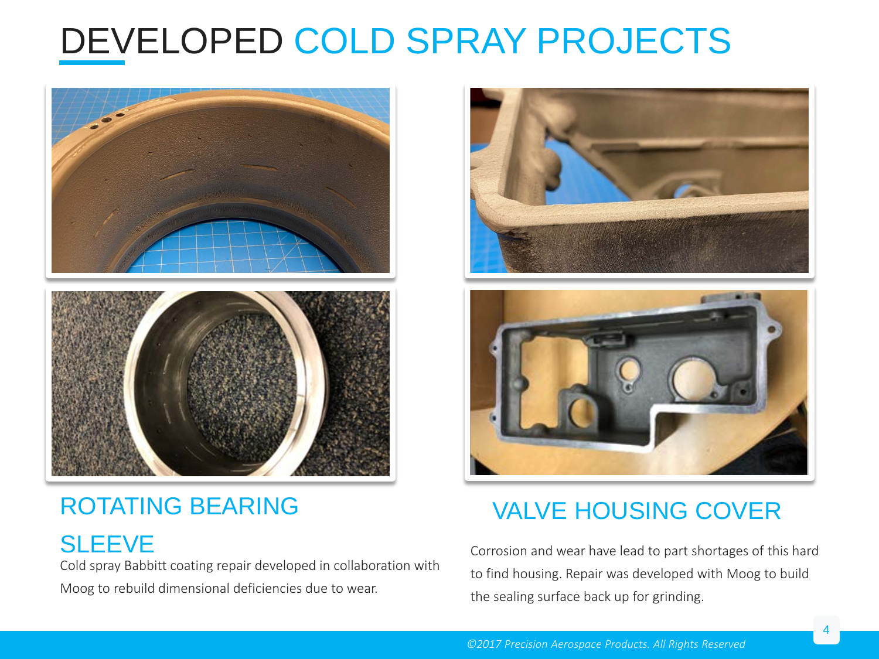# DEVELOPED COLD SPRAY PROJECTS

## ROTATING BEARING SLEEVE

Cold spray Babbitt coating repair developed in collaboration with Moog to rebuild dimensional deficiencies due to wear.

## VALVE HOUSING COVER

Corrosion and wear have lead to part shortages of this hard to find housing. Repair was developed with Moog to build the sealing surface back up for grinding.

*©2017 Precision Aerospace Products. All Rights Reserved*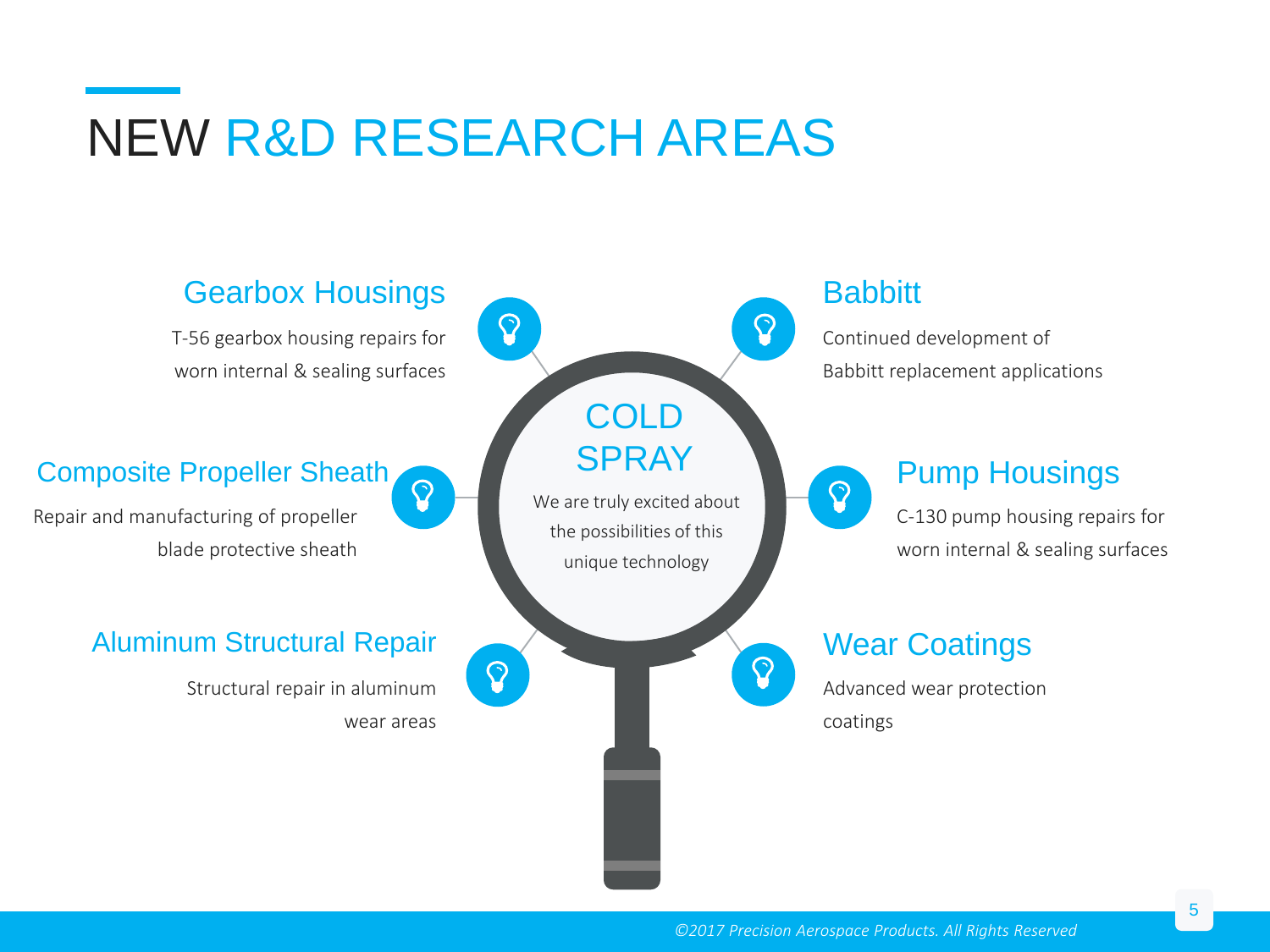# NEW R&D RESEARCH AREAS

## COLD SPRAY

We are truly excited about the possibilities of this unique technology

### Gearbox Housings

T-56 gearbox housing repairs for worn internal & sealing surfaces

### Composite Propeller Sheath

Repair and manufacturing of propeller blade protective sheath

### Aluminum Structural Repair

Structural repair in aluminum wear areas

### Babbitt

Continued development of Babbitt replacement applications

### Pump Housings

C-130 pump housing repairs for worn internal & sealing surfaces

### Wear Coatings

Advanced wear protection coatings

*©2017 Precision Aerospace Products. All Rights Reserved*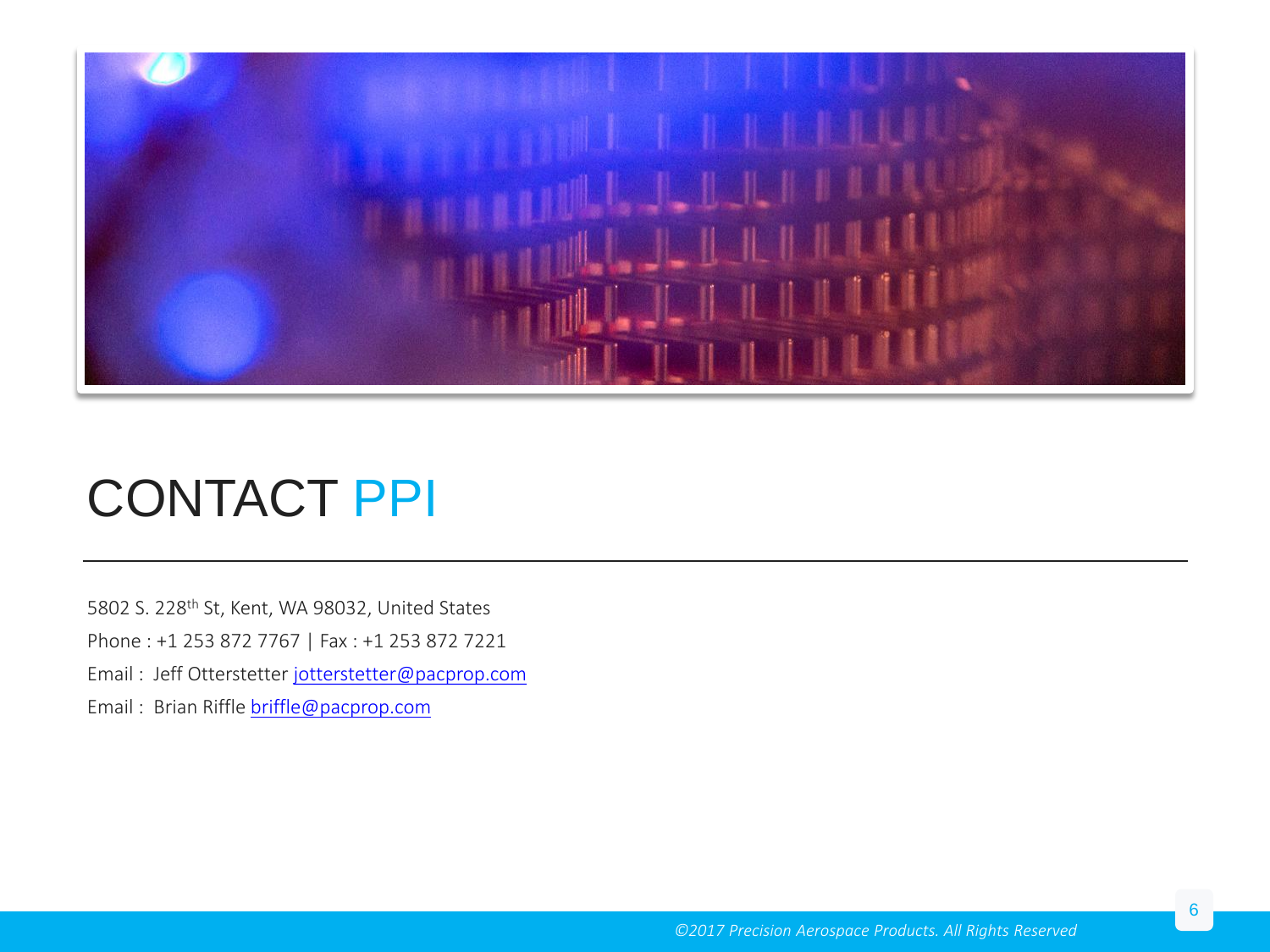# CONTACT PPI

5802 S. 228th St, Kent, WA 98032, United States

Phone : +1 253 872 7767 | Fax : +1 253 872 7221

Email : Jeff Otterstetter jotterstetter@pacprop.com

Email : Brian Riffle briffle@pacprop.com

*©2017 Precision Aerospace Products. All Rights Reserved*